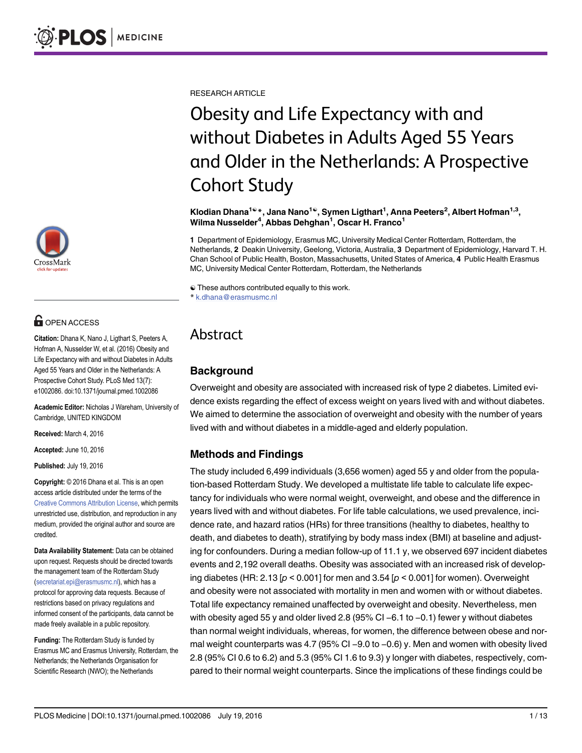RESEARCH ARTICLE

# Obesity and Life Expectancy with and without Diabetes in Adults Aged 55 Years and Older in the Netherlands: A Prospective Cohort Study

**Klodian Dhana[1☯]*, Jana Nano[1☯], Symen Ligthart[1], Anna Peeters[2], Albert Hofman[1,3], Wilma Nusselder[4], Abbas Dehghan[1], Oscar H. Franco[1]**

**1** Department of Epidemiology, Erasmus MC, University Medical Center Rotterdam, Rotterdam, the Netherlands, **2** Deakin University, Geelong, Victoria, Australia, **3** Department of Epidemiology, Harvard T. H. Chan School of Public Health, Boston, Massachusetts, United States of America, **4** Public Health Erasmus MC, University Medical Center Rotterdam, Rotterdam, the Netherlands

☯ These authors contributed equally to this work.
* k.dhana@erasmusmc.nl

OPEN ACCESS

**Citation:** Dhana K, Nano J, Ligthart S, Peeters A, Hofman A, Nusselder W, et al. (2016) Obesity and Life Expectancy with and without Diabetes in Adults Aged 55 Years and Older in the Netherlands: A Prospective Cohort Study. PLoS Med 13(7): e1002086. doi:10.1371/journal.pmed.1002086

**Academic Editor:** Nicholas J Wareham, University of Cambridge, UNITED KINGDOM

**Received:** March 4, 2016

**Accepted:** June 10, 2016

**Published:** July 19, 2016

**Copyright:** © 2016 Dhana et al. This is an open access article distributed under the terms of the Creative Commons Attribution License, which permits unrestricted use, distribution, and reproduction in any medium, provided the original author and source are credited.

**Data Availability Statement:** Data can be obtained upon request. Requests should be directed towards the management team of the Rotterdam Study (secretariat.epi@erasmusmc.nl), which has a protocol for approving data requests. Because of restrictions based on privacy regulations and informed consent of the participants, data cannot be made freely available in a public repository.

**Funding:** The Rotterdam Study is funded by Erasmus MC and Erasmus University, Rotterdam, the Netherlands; the Netherlands Organisation for Scientific Research (NWO); the Netherlands

## Abstract

### Background

Overweight and obesity are associated with increased risk of type 2 diabetes. Limited evidence exists regarding the effect of excess weight on years lived with and without diabetes. We aimed to determine the association of overweight and obesity with the number of years lived with and without diabetes in a middle-aged and elderly population.

### Methods and Findings

The study included 6,499 individuals (3,656 women) aged 55 y and older from the population-based Rotterdam Study. We developed a multistate life table to calculate life expectancy for individuals who were normal weight, overweight, and obese and the difference in years lived with and without diabetes. For life table calculations, we used prevalence, incidence rate, and hazard ratios (HRs) for three transitions (healthy to diabetes, healthy to death, and diabetes to death), stratifying by body mass index (BMI) at baseline and adjusting for confounders. During a median follow-up of 11.1 y, we observed 697 incident diabetes events and 2,192 overall deaths. Obesity was associated with an increased risk of developing diabetes (HR: 2.13 [$p < 0.001$] for men and 3.54 [$p < 0.001$] for women). Overweight and obesity were not associated with mortality in men and women with or without diabetes. Total life expectancy remained unaffected by overweight and obesity. Nevertheless, men with obesity aged 55 y and older lived 2.8 (95% CI −6.1 to −0.1) fewer y without diabetes than normal weight individuals, whereas, for women, the difference between obese and normal weight counterparts was 4.7 (95% CI −9.0 to −0.6) y. Men and women with obesity lived 2.8 (95% CI 0.6 to 6.2) and 5.3 (95% CI 1.6 to 9.3) y longer with diabetes, respectively, compared to their normal weight counterparts. Since the implications of these findings could be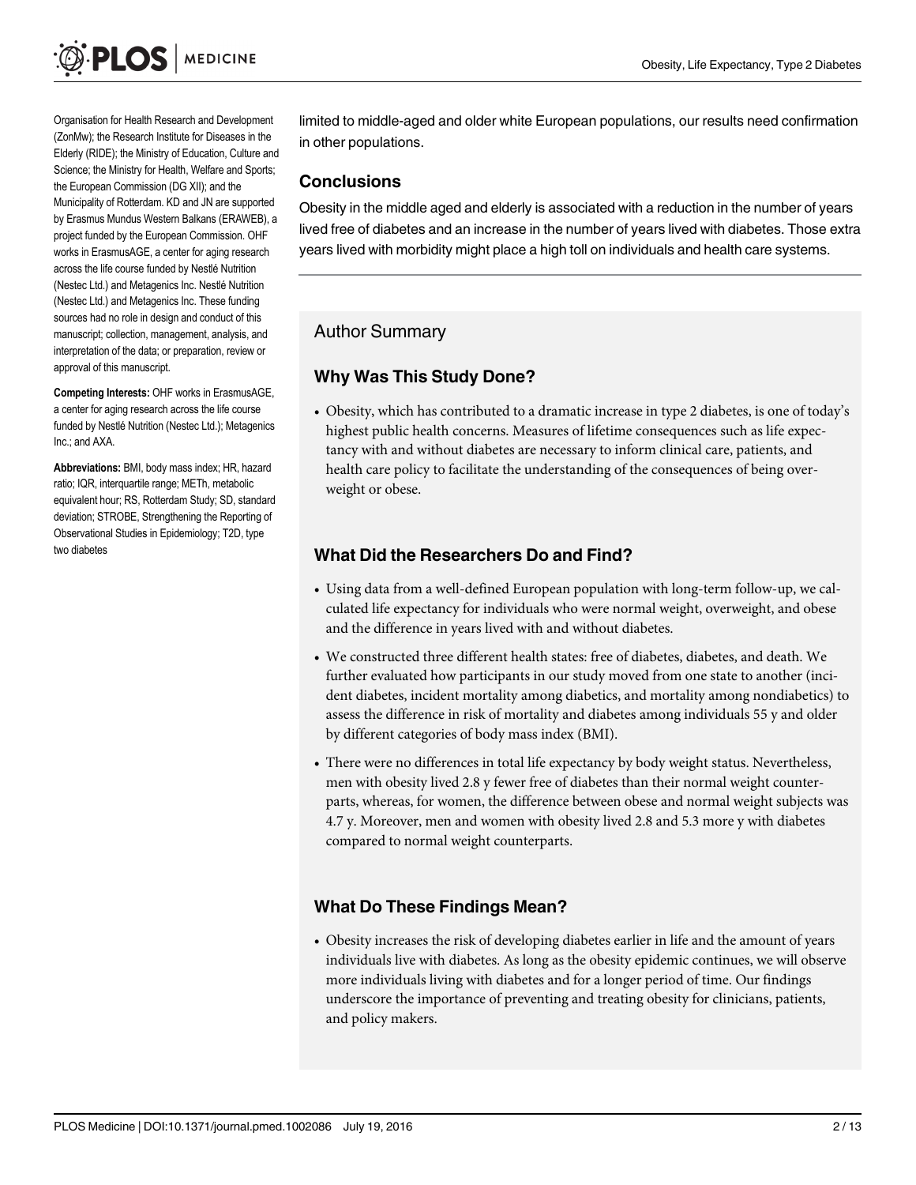Organisation for Health Research and Development (ZonMw); the Research Institute for Diseases in the Elderly (RIDE); the Ministry of Education, Culture and Science; the Ministry for Health, Welfare and Sports; the European Commission (DG XII); and the Municipality of Rotterdam. KD and JN are supported by Erasmus Mundus Western Balkans (ERAWEB), a project funded by the European Commission. OHF works in ErasmusAGE, a center for aging research across the life course funded by Nestlé Nutrition (Nestec Ltd.) and Metagenics Inc. Nestlé Nutrition (Nestec Ltd.) and Metagenics Inc. These funding sources had no role in design and conduct of this manuscript; collection, management, analysis, and interpretation of the data; or preparation, review or approval of this manuscript.

**Competing Interests:** OHF works in ErasmusAGE, a center for aging research across the life course funded by Nestlé Nutrition (Nestec Ltd.); Metagenics Inc.; and AXA.

**Abbreviations:** BMI, body mass index; HR, hazard ratio; IQR, interquartile range; METh, metabolic equivalent hour; RS, Rotterdam Study; SD, standard deviation; STROBE, Strengthening the Reporting of Observational Studies in Epidemiology; T2D, type two diabetes

limited to middle-aged and older white European populations, our results need confirmation in other populations.

## Conclusions

Obesity in the middle aged and elderly is associated with a reduction in the number of years lived free of diabetes and an increase in the number of years lived with diabetes. Those extra years lived with morbidity might place a high toll on individuals and health care systems.

## Author Summary

### Why Was This Study Done?

- Obesity, which has contributed to a dramatic increase in type 2 diabetes, is one of today's highest public health concerns. Measures of lifetime consequences such as life expectancy with and without diabetes are necessary to inform clinical care, patients, and health care policy to facilitate the understanding of the consequences of being overweight or obese.

### What Did the Researchers Do and Find?

- Using data from a well-defined European population with long-term follow-up, we calculated life expectancy for individuals who were normal weight, overweight, and obese and the difference in years lived with and without diabetes.
- We constructed three different health states: free of diabetes, diabetes, and death. We further evaluated how participants in our study moved from one state to another (incident diabetes, incident mortality among diabetics, and mortality among nondiabetics) to assess the difference in risk of mortality and diabetes among individuals 55 y and older by different categories of body mass index (BMI).
- There were no differences in total life expectancy by body weight status. Nevertheless, men with obesity lived 2.8 y fewer free of diabetes than their normal weight counterparts, whereas, for women, the difference between obese and normal weight subjects was 4.7 y. Moreover, men and women with obesity lived 2.8 and 5.3 more y with diabetes compared to normal weight counterparts.

### What Do These Findings Mean?

- Obesity increases the risk of developing diabetes earlier in life and the amount of years individuals live with diabetes. As long as the obesity epidemic continues, we will observe more individuals living with diabetes and for a longer period of time. Our findings underscore the importance of preventing and treating obesity for clinicians, patients, and policy makers.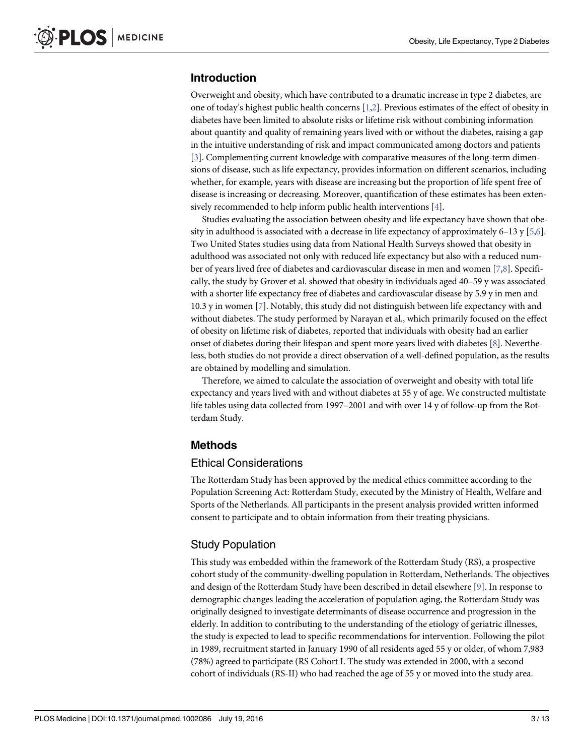## Introduction

Overweight and obesity, which have contributed to a dramatic increase in type 2 diabetes, are one of today's highest public health concerns [1,2]. Previous estimates of the effect of obesity in diabetes have been limited to absolute risks or lifetime risk without combining information about quantity and quality of remaining years lived with or without the diabetes, raising a gap in the intuitive understanding of risk and impact communicated among doctors and patients [3]. Complementing current knowledge with comparative measures of the long-term dimensions of disease, such as life expectancy, provides information on different scenarios, including whether, for example, years with disease are increasing but the proportion of life spent free of disease is increasing or decreasing. Moreover, quantification of these estimates has been extensively recommended to help inform public health interventions [4].

Studies evaluating the association between obesity and life expectancy have shown that obesity in adulthood is associated with a decrease in life expectancy of approximately 6–13 y [5,6]. Two United States studies using data from National Health Surveys showed that obesity in adulthood was associated not only with reduced life expectancy but also with a reduced number of years lived free of diabetes and cardiovascular disease in men and women [7,8]. Specifically, the study by Grover et al. showed that obesity in individuals aged 40–59 y was associated with a shorter life expectancy free of diabetes and cardiovascular disease by 5.9 y in men and 10.3 y in women [7]. Notably, this study did not distinguish between life expectancy with and without diabetes. The study performed by Narayan et al., which primarily focused on the effect of obesity on lifetime risk of diabetes, reported that individuals with obesity had an earlier onset of diabetes during their lifespan and spent more years lived with diabetes [8]. Nevertheless, both studies do not provide a direct observation of a well-defined population, as the results are obtained by modelling and simulation.

Therefore, we aimed to calculate the association of overweight and obesity with total life expectancy and years lived with and without diabetes at 55 y of age. We constructed multistate life tables using data collected from 1997–2001 and with over 14 y of follow-up from the Rotterdam Study.

## Methods

### Ethical Considerations

The Rotterdam Study has been approved by the medical ethics committee according to the Population Screening Act: Rotterdam Study, executed by the Ministry of Health, Welfare and Sports of the Netherlands. All participants in the present analysis provided written informed consent to participate and to obtain information from their treating physicians.

### Study Population

This study was embedded within the framework of the Rotterdam Study (RS), a prospective cohort study of the community-dwelling population in Rotterdam, Netherlands. The objectives and design of the Rotterdam Study have been described in detail elsewhere [9]. In response to demographic changes leading the acceleration of population aging, the Rotterdam Study was originally designed to investigate determinants of disease occurrence and progression in the elderly. In addition to contributing to the understanding of the etiology of geriatric illnesses, the study is expected to lead to specific recommendations for intervention. Following the pilot in 1989, recruitment started in January 1990 of all residents aged 55 y or older, of whom 7,983 (78%) agreed to participate (RS Cohort I. The study was extended in 2000, with a second cohort of individuals (RS-II) who had reached the age of 55 y or moved into the study area.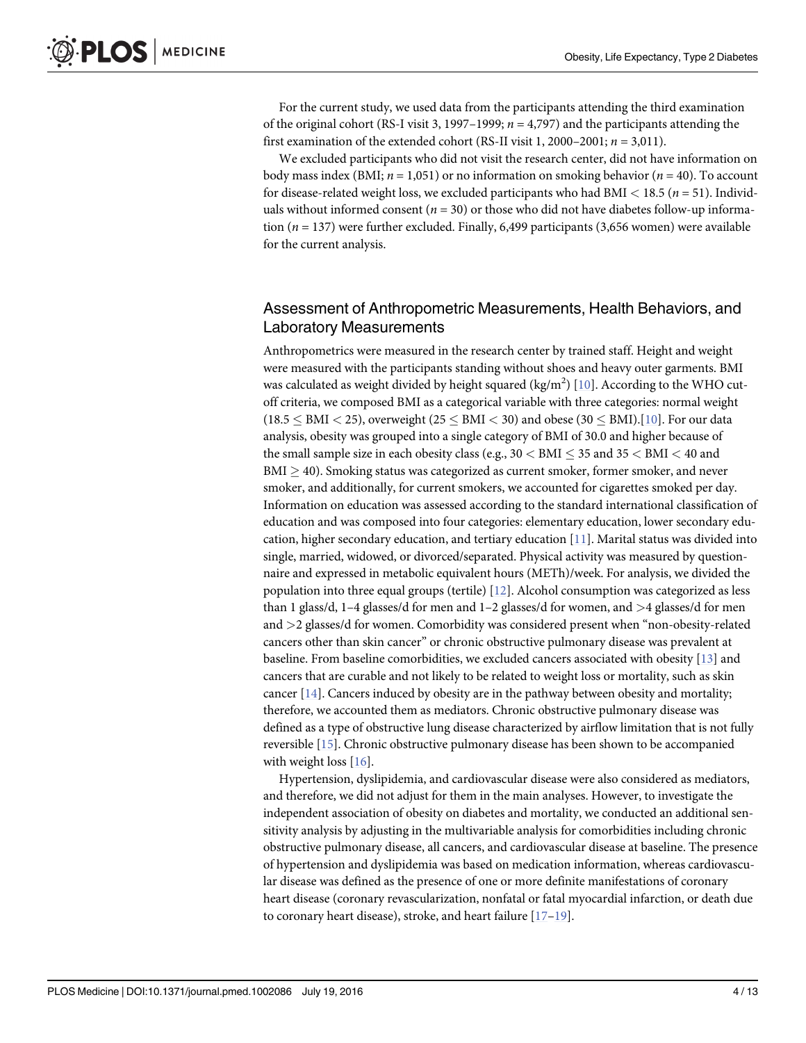For the current study, we used data from the participants attending the third examination of the original cohort (RS-I visit 3, 1997–1999; $n = 4{,}797$) and the participants attending the first examination of the extended cohort (RS-II visit 1, 2000–2001; $n = 3{,}011$).

We excluded participants who did not visit the research center, did not have information on body mass index (BMI; $n = 1{,}051$) or no information on smoking behavior ($n = 40$). To account for disease-related weight loss, we excluded participants who had BMI $< 18.5$ ($n = 51$). Individuals without informed consent ($n = 30$) or those who did not have diabetes follow-up information ($n = 137$) were further excluded. Finally, 6,499 participants (3,656 women) were available for the current analysis.

## Assessment of Anthropometric Measurements, Health Behaviors, and Laboratory Measurements

Anthropometrics were measured in the research center by trained staff. Height and weight were measured with the participants standing without shoes and heavy outer garments. BMI was calculated as weight divided by height squared (kg/m$^2$) [10]. According to the WHO cutoff criteria, we composed BMI as a categorical variable with three categories: normal weight ($18.5 \leq$ BMI $< 25$), overweight ($25 \leq$ BMI $< 30$) and obese ($30 \leq$ BMI).[10]. For our data analysis, obesity was grouped into a single category of BMI of 30.0 and higher because of the small sample size in each obesity class (e.g., $30 <$ BMI $\leq 35$ and $35 <$ BMI $< 40$ and BMI $\geq 40$). Smoking status was categorized as current smoker, former smoker, and never smoker, and additionally, for current smokers, we accounted for cigarettes smoked per day. Information on education was assessed according to the standard international classification of education and was composed into four categories: elementary education, lower secondary education, higher secondary education, and tertiary education [11]. Marital status was divided into single, married, widowed, or divorced/separated. Physical activity was measured by questionnaire and expressed in metabolic equivalent hours (METh)/week. For analysis, we divided the population into three equal groups (tertile) [12]. Alcohol consumption was categorized as less than 1 glass/d, 1–4 glasses/d for men and 1–2 glasses/d for women, and $>4$ glasses/d for men and $>2$ glasses/d for women. Comorbidity was considered present when "non-obesity-related cancers other than skin cancer" or chronic obstructive pulmonary disease was prevalent at baseline. From baseline comorbidities, we excluded cancers associated with obesity [13] and cancers that are curable and not likely to be related to weight loss or mortality, such as skin cancer [14]. Cancers induced by obesity are in the pathway between obesity and mortality; therefore, we accounted them as mediators. Chronic obstructive pulmonary disease was defined as a type of obstructive lung disease characterized by airflow limitation that is not fully reversible [15]. Chronic obstructive pulmonary disease has been shown to be accompanied with weight loss [16].

Hypertension, dyslipidemia, and cardiovascular disease were also considered as mediators, and therefore, we did not adjust for them in the main analyses. However, to investigate the independent association of obesity on diabetes and mortality, we conducted an additional sensitivity analysis by adjusting in the multivariable analysis for comorbidities including chronic obstructive pulmonary disease, all cancers, and cardiovascular disease at baseline. The presence of hypertension and dyslipidemia was based on medication information, whereas cardiovascular disease was defined as the presence of one or more definite manifestations of coronary heart disease (coronary revascularization, nonfatal or fatal myocardial infarction, or death due to coronary heart disease), stroke, and heart failure [17–19].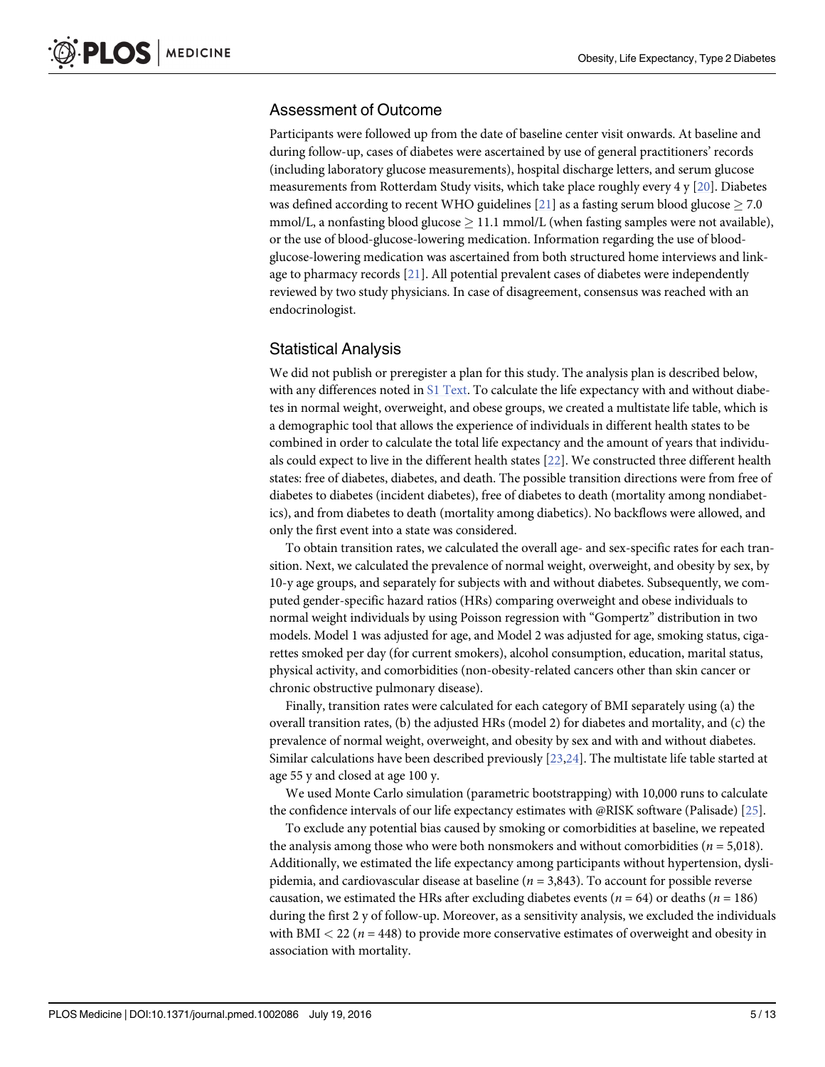## Assessment of Outcome

Participants were followed up from the date of baseline center visit onwards. At baseline and during follow-up, cases of diabetes were ascertained by use of general practitioners' records (including laboratory glucose measurements), hospital discharge letters, and serum glucose measurements from Rotterdam Study visits, which take place roughly every 4 y [20]. Diabetes was defined according to recent WHO guidelines [21] as a fasting serum blood glucose $\geq 7.0$ mmol/L, a nonfasting blood glucose $\geq 11.1$ mmol/L (when fasting samples were not available), or the use of blood-glucose-lowering medication. Information regarding the use of blood-glucose-lowering medication was ascertained from both structured home interviews and linkage to pharmacy records [21]. All potential prevalent cases of diabetes were independently reviewed by two study physicians. In case of disagreement, consensus was reached with an endocrinologist.

## Statistical Analysis

We did not publish or preregister a plan for this study. The analysis plan is described below, with any differences noted in S1 Text. To calculate the life expectancy with and without diabetes in normal weight, overweight, and obese groups, we created a multistate life table, which is a demographic tool that allows the experience of individuals in different health states to be combined in order to calculate the total life expectancy and the amount of years that individuals could expect to live in the different health states [22]. We constructed three different health states: free of diabetes, diabetes, and death. The possible transition directions were from free of diabetes to diabetes (incident diabetes), free of diabetes to death (mortality among nondiabetics), and from diabetes to death (mortality among diabetics). No backflows were allowed, and only the first event into a state was considered.

To obtain transition rates, we calculated the overall age- and sex-specific rates for each transition. Next, we calculated the prevalence of normal weight, overweight, and obesity by sex, by 10-y age groups, and separately for subjects with and without diabetes. Subsequently, we computed gender-specific hazard ratios (HRs) comparing overweight and obese individuals to normal weight individuals by using Poisson regression with "Gompertz" distribution in two models. Model 1 was adjusted for age, and Model 2 was adjusted for age, smoking status, cigarettes smoked per day (for current smokers), alcohol consumption, education, marital status, physical activity, and comorbidities (non-obesity-related cancers other than skin cancer or chronic obstructive pulmonary disease).

Finally, transition rates were calculated for each category of BMI separately using (a) the overall transition rates, (b) the adjusted HRs (model 2) for diabetes and mortality, and (c) the prevalence of normal weight, overweight, and obesity by sex and with and without diabetes. Similar calculations have been described previously [23,24]. The multistate life table started at age 55 y and closed at age 100 y.

We used Monte Carlo simulation (parametric bootstrapping) with 10,000 runs to calculate the confidence intervals of our life expectancy estimates with @RISK software (Palisade) [25].

To exclude any potential bias caused by smoking or comorbidities at baseline, we repeated the analysis among those who were both nonsmokers and without comorbidities ($n = 5{,}018$). Additionally, we estimated the life expectancy among participants without hypertension, dyslipidemia, and cardiovascular disease at baseline ($n = 3{,}843$). To account for possible reverse causation, we estimated the HRs after excluding diabetes events ($n = 64$) or deaths ($n = 186$) during the first 2 y of follow-up. Moreover, as a sensitivity analysis, we excluded the individuals with BMI $< 22$ ($n = 448$) to provide more conservative estimates of overweight and obesity in association with mortality.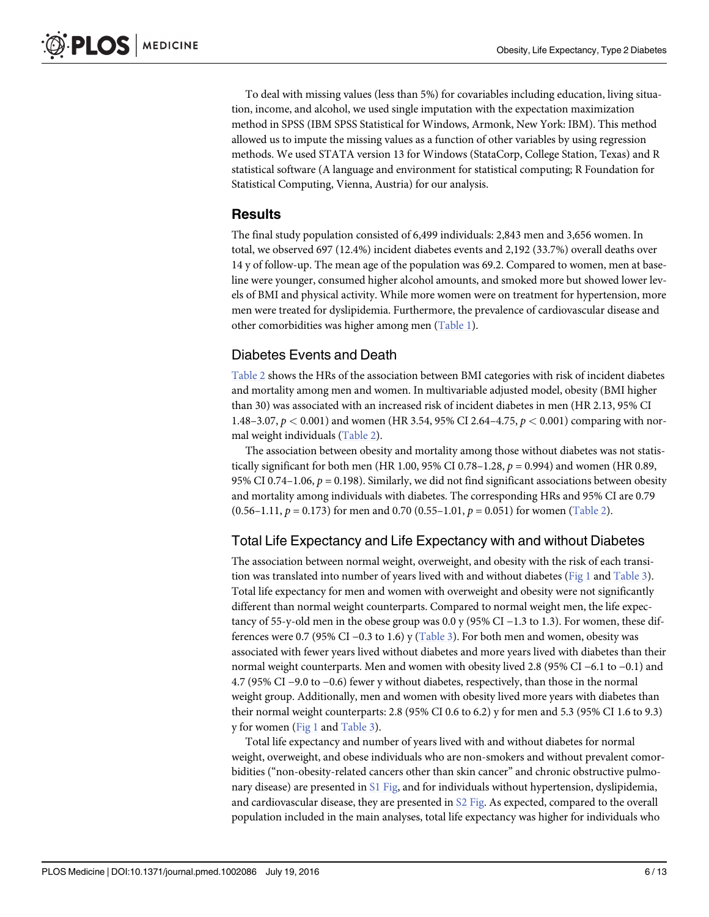To deal with missing values (less than 5%) for covariables including education, living situation, income, and alcohol, we used single imputation with the expectation maximization method in SPSS (IBM SPSS Statistical for Windows, Armonk, New York: IBM). This method allowed us to impute the missing values as a function of other variables by using regression methods. We used STATA version 13 for Windows (StataCorp, College Station, Texas) and R statistical software (A language and environment for statistical computing; R Foundation for Statistical Computing, Vienna, Austria) for our analysis.

## Results

The final study population consisted of 6,499 individuals: 2,843 men and 3,656 women. In total, we observed 697 (12.4%) incident diabetes events and 2,192 (33.7%) overall deaths over 14 y of follow-up. The mean age of the population was 69.2. Compared to women, men at baseline were younger, consumed higher alcohol amounts, and smoked more but showed lower levels of BMI and physical activity. While more women were on treatment for hypertension, more men were treated for dyslipidemia. Furthermore, the prevalence of cardiovascular disease and other comorbidities was higher among men (Table 1).

### Diabetes Events and Death

Table 2 shows the HRs of the association between BMI categories with risk of incident diabetes and mortality among men and women. In multivariable adjusted model, obesity (BMI higher than 30) was associated with an increased risk of incident diabetes in men (HR 2.13, 95% CI 1.48–3.07, $p < 0.001$) and women (HR 3.54, 95% CI 2.64–4.75, $p < 0.001$) comparing with normal weight individuals (Table 2).

The association between obesity and mortality among those without diabetes was not statistically significant for both men (HR 1.00, 95% CI 0.78–1.28, $p = 0.994$) and women (HR 0.89, 95% CI 0.74–1.06, $p = 0.198$). Similarly, we did not find significant associations between obesity and mortality among individuals with diabetes. The corresponding HRs and 95% CI are 0.79 (0.56–1.11, $p = 0.173$) for men and 0.70 (0.55–1.01, $p = 0.051$) for women (Table 2).

### Total Life Expectancy and Life Expectancy with and without Diabetes

The association between normal weight, overweight, and obesity with the risk of each transition was translated into number of years lived with and without diabetes (Fig 1 and Table 3). Total life expectancy for men and women with overweight and obesity were not significantly different than normal weight counterparts. Compared to normal weight men, the life expectancy of 55-y-old men in the obese group was 0.0 y (95% CI −1.3 to 1.3). For women, these differences were 0.7 (95% CI −0.3 to 1.6) y (Table 3). For both men and women, obesity was associated with fewer years lived without diabetes and more years lived with diabetes than their normal weight counterparts. Men and women with obesity lived 2.8 (95% CI −6.1 to −0.1) and 4.7 (95% CI −9.0 to −0.6) fewer y without diabetes, respectively, than those in the normal weight group. Additionally, men and women with obesity lived more years with diabetes than their normal weight counterparts: 2.8 (95% CI 0.6 to 6.2) y for men and 5.3 (95% CI 1.6 to 9.3) y for women (Fig 1 and Table 3).

Total life expectancy and number of years lived with and without diabetes for normal weight, overweight, and obese individuals who are non-smokers and without prevalent comorbidities ("non-obesity-related cancers other than skin cancer" and chronic obstructive pulmonary disease) are presented in S1 Fig, and for individuals without hypertension, dyslipidemia, and cardiovascular disease, they are presented in S2 Fig. As expected, compared to the overall population included in the main analyses, total life expectancy was higher for individuals who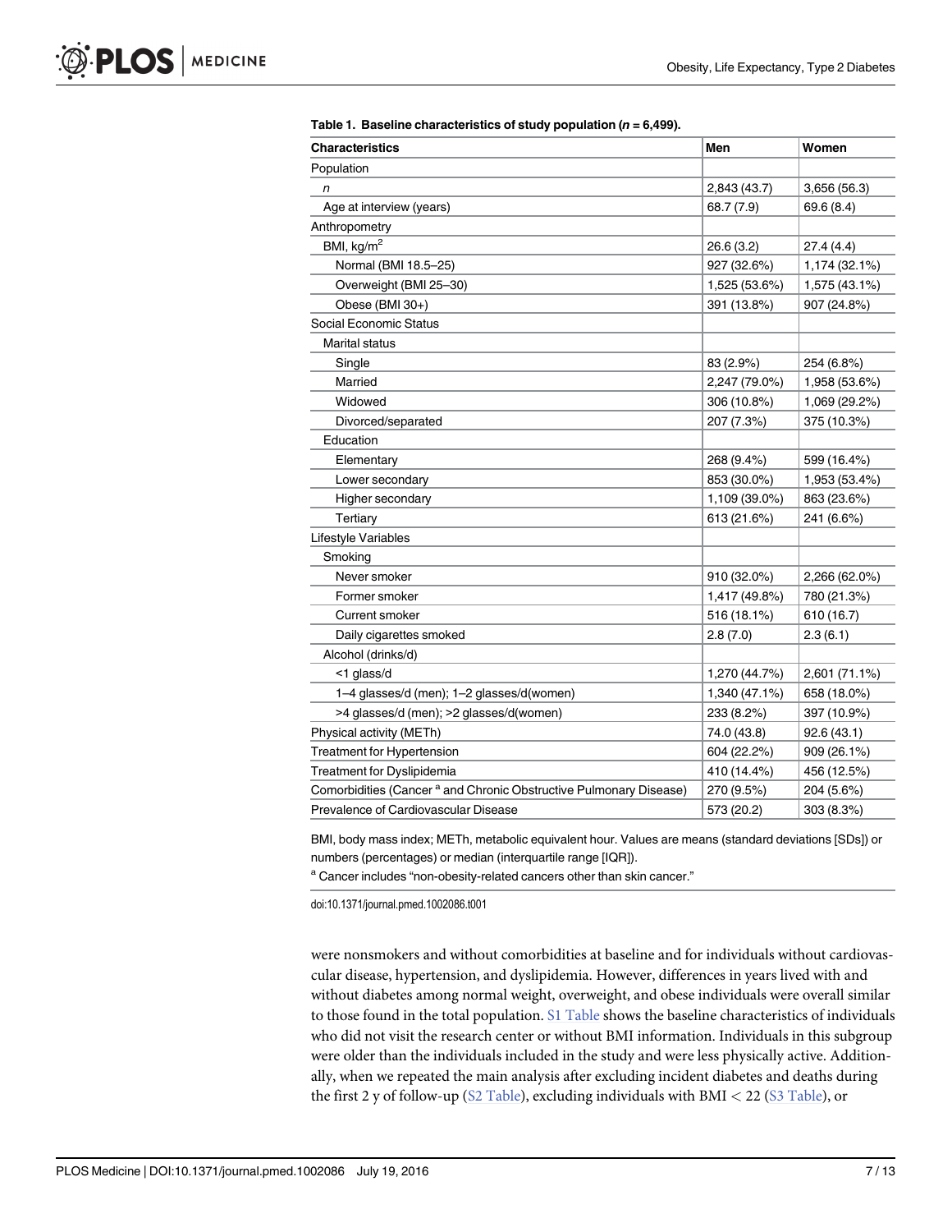**Table 1. Baseline characteristics of study population (*n* = 6,499).**

| Characteristics | Men | Women |
|---|---|---|
| Population | | |
| *n* | 2,843 (43.7) | 3,656 (56.3) |
| Age at interview (years) | 68.7 (7.9) | 69.6 (8.4) |
| Anthropometry | | |
| BMI, kg/m$^2$ | 26.6 (3.2) | 27.4 (4.4) |
| Normal (BMI 18.5–25) | 927 (32.6%) | 1,174 (32.1%) |
| Overweight (BMI 25–30) | 1,525 (53.6%) | 1,575 (43.1%) |
| Obese (BMI 30+) | 391 (13.8%) | 907 (24.8%) |
| Social Economic Status | | |
| Marital status | | |
| Single | 83 (2.9%) | 254 (6.8%) |
| Married | 2,247 (79.0%) | 1,958 (53.6%) |
| Widowed | 306 (10.8%) | 1,069 (29.2%) |
| Divorced/separated | 207 (7.3%) | 375 (10.3%) |
| Education | | |
| Elementary | 268 (9.4%) | 599 (16.4%) |
| Lower secondary | 853 (30.0%) | 1,953 (53.4%) |
| Higher secondary | 1,109 (39.0%) | 863 (23.6%) |
| Tertiary | 613 (21.6%) | 241 (6.6%) |
| Lifestyle Variables | | |
| Smoking | | |
| Never smoker | 910 (32.0%) | 2,266 (62.0%) |
| Former smoker | 1,417 (49.8%) | 780 (21.3%) |
| Current smoker | 516 (18.1%) | 610 (16.7) |
| Daily cigarettes smoked | 2.8 (7.0) | 2.3 (6.1) |
| Alcohol (drinks/d) | | |
| <1 glass/d | 1,270 (44.7%) | 2,601 (71.1%) |
| 1–4 glasses/d (men); 1–2 glasses/d(women) | 1,340 (47.1%) | 658 (18.0%) |
| >4 glasses/d (men); >2 glasses/d(women) | 233 (8.2%) | 397 (10.9%) |
| Physical activity (METh) | 74.0 (43.8) | 92.6 (43.1) |
| Treatment for Hypertension | 604 (22.2%) | 909 (26.1%) |
| Treatment for Dyslipidemia | 410 (14.4%) | 456 (12.5%) |
| Comorbidities (Cancer [a] and Chronic Obstructive Pulmonary Disease) | 270 (9.5%) | 204 (5.6%) |
| Prevalence of Cardiovascular Disease | 573 (20.2) | 303 (8.3%) |

BMI, body mass index; METh, metabolic equivalent hour. Values are means (standard deviations [SDs]) or numbers (percentages) or median (interquartile range [IQR]).

[a] Cancer includes "non-obesity-related cancers other than skin cancer."

doi:10.1371/journal.pmed.1002086.t001

were nonsmokers and without comorbidities at baseline and for individuals without cardiovascular disease, hypertension, and dyslipidemia. However, differences in years lived with and without diabetes among normal weight, overweight, and obese individuals were overall similar to those found in the total population. S1 Table shows the baseline characteristics of individuals who did not visit the research center or without BMI information. Individuals in this subgroup were older than the individuals included in the study and were less physically active. Additionally, when we repeated the main analysis after excluding incident diabetes and deaths during the first 2 y of follow-up (S2 Table), excluding individuals with BMI < 22 (S3 Table), or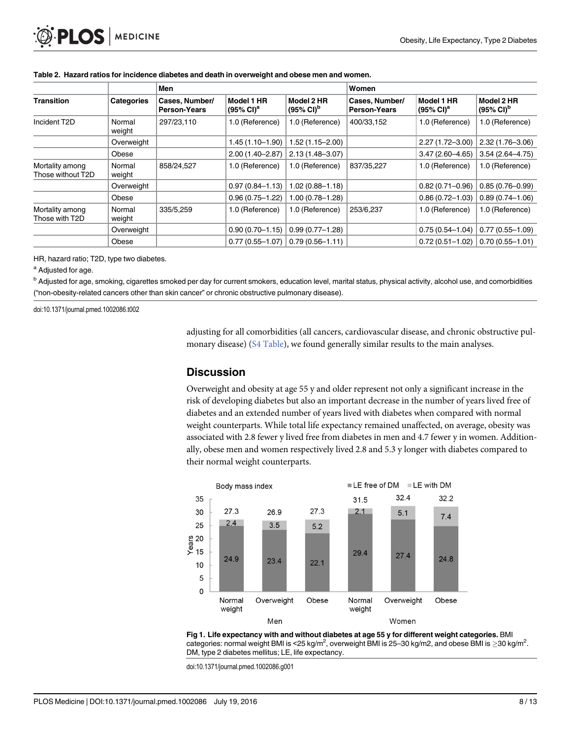**Table 2. Hazard ratios for incidence diabetes and death in overweight and obese men and women.**

| Transition | Categories | Men | | | Women | | |
|---|---|---|---|---|---|---|---|
| | | Cases, Number/ Person-Years | Model 1 HR (95% CI)[a] | Model 2 HR (95% CI)[b] | Cases, Number/ Person-Years | Model 1 HR (95% CI)[a] | Model 2 HR (95% CI)[b] |
| Incident T2D | Normal weight | 297/23,110 | 1.0 (Reference) | 1.0 (Reference) | 400/33,152 | 1.0 (Reference) | 1.0 (Reference) |
| | Overweight | | 1.45 (1.10–1.90) | 1.52 (1.15–2.00) | | 2.27 (1.72–3.00) | 2.32 (1.76–3.06) |
| | Obese | | 2.00 (1.40–2.87) | 2.13 (1.48–3.07) | | 3.47 (2.60–4.65) | 3.54 (2.64–4.75) |
| Mortality among Those without T2D | Normal weight | 858/24,527 | 1.0 (Reference) | 1.0 (Reference) | 837/35,227 | 1.0 (Reference) | 1.0 (Reference) |
| | Overweight | | 0.97 (0.84–1.13) | 1.02 (0.88–1.18) | | 0.82 (0.71–0.96) | 0.85 (0.76–0.99) |
| | Obese | | 0.96 (0.75–1.22) | 1.00 (0.78–1.28) | | 0.86 (0.72–1.03) | 0.89 (0.74–1.06) |
| Mortality among Those with T2D | Normal weight | 335/5,259 | 1.0 (Reference) | 1.0 (Reference) | 253/6,237 | 1.0 (Reference) | 1.0 (Reference) |
| | Overweight | | 0.90 (0.70–1.15) | 0.99 (0.77–1.28) | | 0.75 (0.54–1.04) | 0.77 (0.55–1.09) |
| | Obese | | 0.77 (0.55–1.07) | 0.79 (0.56–1.11) | | 0.72 (0.51–1.02) | 0.70 (0.55–1.01) |

HR, hazard ratio; T2D, type two diabetes.

[a] Adjusted for age.

[b] Adjusted for age, smoking, cigarettes smoked per day for current smokers, education level, marital status, physical activity, alcohol use, and comorbidities ("non-obesity-related cancers other than skin cancer" or chronic obstructive pulmonary disease).

doi:10.1371/journal.pmed.1002086.t002

adjusting for all comorbidities (all cancers, cardiovascular disease, and chronic obstructive pulmonary disease) (S4 Table), we found generally similar results to the main analyses.

## Discussion

Overweight and obesity at age 55 y and older represent not only a significant increase in the risk of developing diabetes but also an important decrease in the number of years lived free of diabetes and an extended number of years lived with diabetes when compared with normal weight counterparts. While total life expectancy remained unaffected, on average, obesity was associated with 2.8 fewer y lived free from diabetes in men and 4.7 fewer y in women. Additionally, obese men and women respectively lived 2.8 and 5.3 y longer with diabetes compared to their normal weight counterparts.

**Fig 1. Life expectancy with and without diabetes at age 55 y for different weight categories.** BMI categories: normal weight BMI is <25 kg/m$^2$, overweight BMI is 25–30 kg/m2, and obese BMI is $\geq$30 kg/m$^2$. DM, type 2 diabetes mellitus; LE, life expectancy.

doi:10.1371/journal.pmed.1002086.g001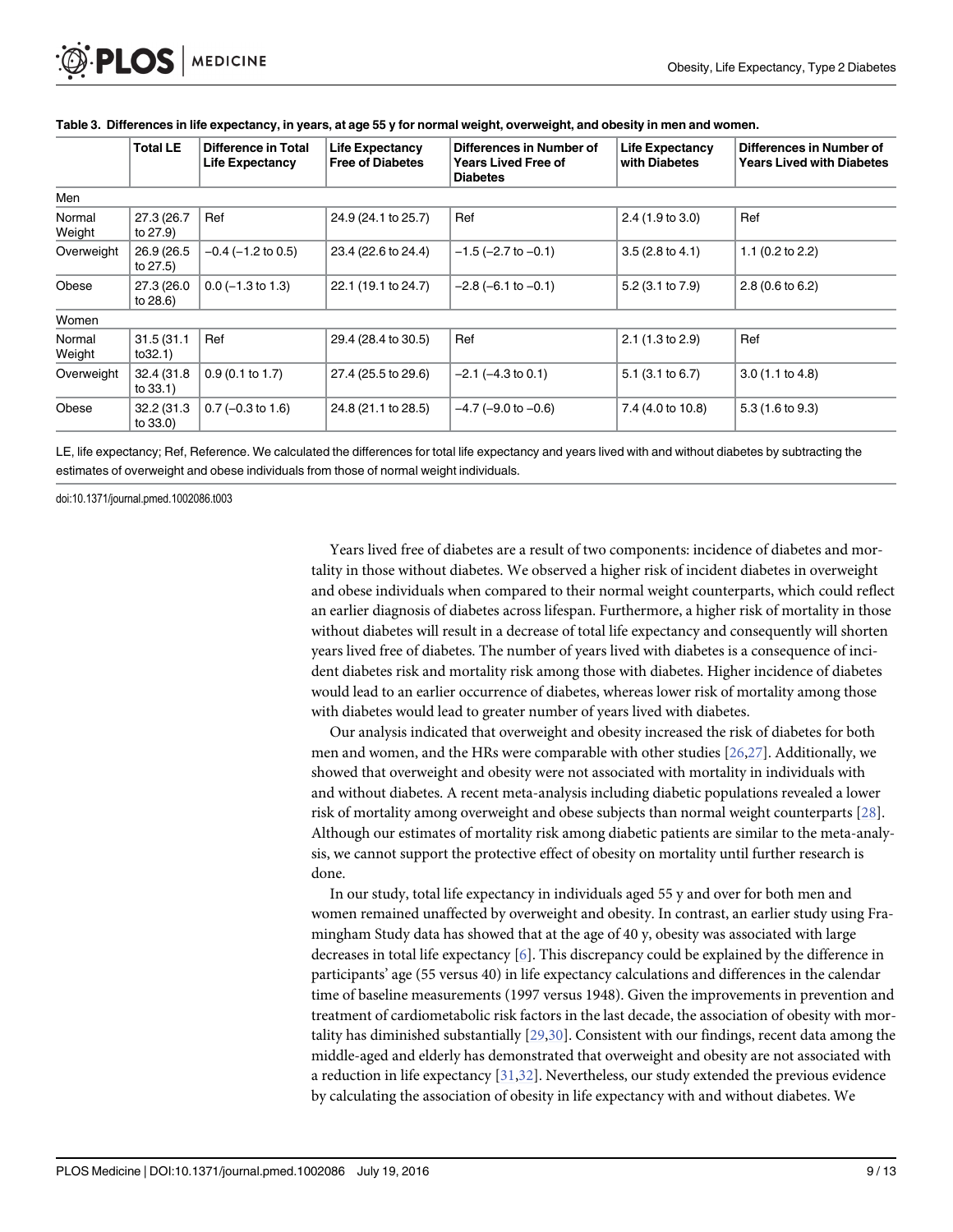**Table 3. Differences in life expectancy, in years, at age 55 y for normal weight, overweight, and obesity in men and women.**

| | Total LE | Difference in Total Life Expectancy | Life Expectancy Free of Diabetes | Differences in Number of Years Lived Free of Diabetes | Life Expectancy with Diabetes | Differences in Number of Years Lived with Diabetes |
|---|---|---|---|---|---|---|
| Men | | | | | | |
| Normal Weight | 27.3 (26.7 to 27.9) | Ref | 24.9 (24.1 to 25.7) | Ref | 2.4 (1.9 to 3.0) | Ref |
| Overweight | 26.9 (26.5 to 27.5) | −0.4 (−1.2 to 0.5) | 23.4 (22.6 to 24.4) | −1.5 (−2.7 to −0.1) | 3.5 (2.8 to 4.1) | 1.1 (0.2 to 2.2) |
| Obese | 27.3 (26.0 to 28.6) | 0.0 (−1.3 to 1.3) | 22.1 (19.1 to 24.7) | −2.8 (−6.1 to −0.1) | 5.2 (3.1 to 7.9) | 2.8 (0.6 to 6.2) |
| Women | | | | | | |
| Normal Weight | 31.5 (31.1 to32.1) | Ref | 29.4 (28.4 to 30.5) | Ref | 2.1 (1.3 to 2.9) | Ref |
| Overweight | 32.4 (31.8 to 33.1) | 0.9 (0.1 to 1.7) | 27.4 (25.5 to 29.6) | −2.1 (−4.3 to 0.1) | 5.1 (3.1 to 6.7) | 3.0 (1.1 to 4.8) |
| Obese | 32.2 (31.3 to 33.0) | 0.7 (−0.3 to 1.6) | 24.8 (21.1 to 28.5) | −4.7 (−9.0 to −0.6) | 7.4 (4.0 to 10.8) | 5.3 (1.6 to 9.3) |

LE, life expectancy; Ref, Reference. We calculated the differences for total life expectancy and years lived with and without diabetes by subtracting the estimates of overweight and obese individuals from those of normal weight individuals.

doi:10.1371/journal.pmed.1002086.t003

Years lived free of diabetes are a result of two components: incidence of diabetes and mortality in those without diabetes. We observed a higher risk of incident diabetes in overweight and obese individuals when compared to their normal weight counterparts, which could reflect an earlier diagnosis of diabetes across lifespan. Furthermore, a higher risk of mortality in those without diabetes will result in a decrease of total life expectancy and consequently will shorten years lived free of diabetes. The number of years lived with diabetes is a consequence of incident diabetes risk and mortality risk among those with diabetes. Higher incidence of diabetes would lead to an earlier occurrence of diabetes, whereas lower risk of mortality among those with diabetes would lead to greater number of years lived with diabetes.

Our analysis indicated that overweight and obesity increased the risk of diabetes for both men and women, and the HRs were comparable with other studies [26,27]. Additionally, we showed that overweight and obesity were not associated with mortality in individuals with and without diabetes. A recent meta-analysis including diabetic populations revealed a lower risk of mortality among overweight and obese subjects than normal weight counterparts [28]. Although our estimates of mortality risk among diabetic patients are similar to the meta-analysis, we cannot support the protective effect of obesity on mortality until further research is done.

In our study, total life expectancy in individuals aged 55 y and over for both men and women remained unaffected by overweight and obesity. In contrast, an earlier study using Framingham Study data has showed that at the age of 40 y, obesity was associated with large decreases in total life expectancy [6]. This discrepancy could be explained by the difference in participants' age (55 versus 40) in life expectancy calculations and differences in the calendar time of baseline measurements (1997 versus 1948). Given the improvements in prevention and treatment of cardiometabolic risk factors in the last decade, the association of obesity with mortality has diminished substantially [29,30]. Consistent with our findings, recent data among the middle-aged and elderly has demonstrated that overweight and obesity are not associated with a reduction in life expectancy [31,32]. Nevertheless, our study extended the previous evidence by calculating the association of obesity in life expectancy with and without diabetes. We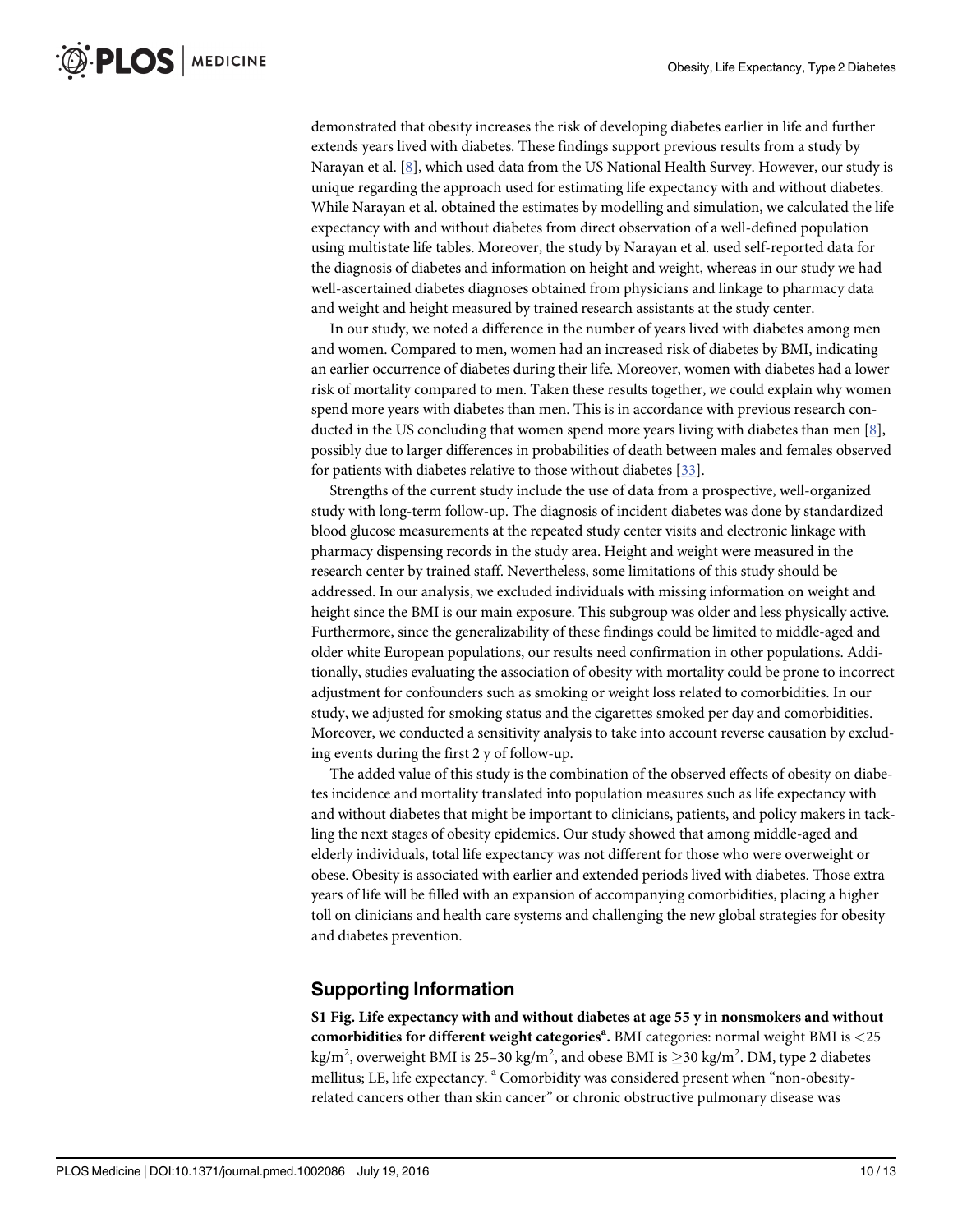demonstrated that obesity increases the risk of developing diabetes earlier in life and further extends years lived with diabetes. These findings support previous results from a study by Narayan et al. [8], which used data from the US National Health Survey. However, our study is unique regarding the approach used for estimating life expectancy with and without diabetes. While Narayan et al. obtained the estimates by modelling and simulation, we calculated the life expectancy with and without diabetes from direct observation of a well-defined population using multistate life tables. Moreover, the study by Narayan et al. used self-reported data for the diagnosis of diabetes and information on height and weight, whereas in our study we had well-ascertained diabetes diagnoses obtained from physicians and linkage to pharmacy data and weight and height measured by trained research assistants at the study center.

In our study, we noted a difference in the number of years lived with diabetes among men and women. Compared to men, women had an increased risk of diabetes by BMI, indicating an earlier occurrence of diabetes during their life. Moreover, women with diabetes had a lower risk of mortality compared to men. Taken these results together, we could explain why women spend more years with diabetes than men. This is in accordance with previous research conducted in the US concluding that women spend more years living with diabetes than men [8], possibly due to larger differences in probabilities of death between males and females observed for patients with diabetes relative to those without diabetes [33].

Strengths of the current study include the use of data from a prospective, well-organized study with long-term follow-up. The diagnosis of incident diabetes was done by standardized blood glucose measurements at the repeated study center visits and electronic linkage with pharmacy dispensing records in the study area. Height and weight were measured in the research center by trained staff. Nevertheless, some limitations of this study should be addressed. In our analysis, we excluded individuals with missing information on weight and height since the BMI is our main exposure. This subgroup was older and less physically active. Furthermore, since the generalizability of these findings could be limited to middle-aged and older white European populations, our results need confirmation in other populations. Additionally, studies evaluating the association of obesity with mortality could be prone to incorrect adjustment for confounders such as smoking or weight loss related to comorbidities. In our study, we adjusted for smoking status and the cigarettes smoked per day and comorbidities. Moreover, we conducted a sensitivity analysis to take into account reverse causation by excluding events during the first 2 y of follow-up.

The added value of this study is the combination of the observed effects of obesity on diabetes incidence and mortality translated into population measures such as life expectancy with and without diabetes that might be important to clinicians, patients, and policy makers in tackling the next stages of obesity epidemics. Our study showed that among middle-aged and elderly individuals, total life expectancy was not different for those who were overweight or obese. Obesity is associated with earlier and extended periods lived with diabetes. Those extra years of life will be filled with an expansion of accompanying comorbidities, placing a higher toll on clinicians and health care systems and challenging the new global strategies for obesity and diabetes prevention.

## Supporting Information

**S1 Fig. Life expectancy with and without diabetes at age 55 y in nonsmokers and without comorbidities for different weight categories[a].** BMI categories: normal weight BMI is $<25$ kg/m$^2$, overweight BMI is 25–30 kg/m$^2$, and obese BMI is $\geq 30$ kg/m$^2$. DM, type 2 diabetes mellitus; LE, life expectancy. [a] Comorbidity was considered present when "non-obesity-related cancers other than skin cancer" or chronic obstructive pulmonary disease was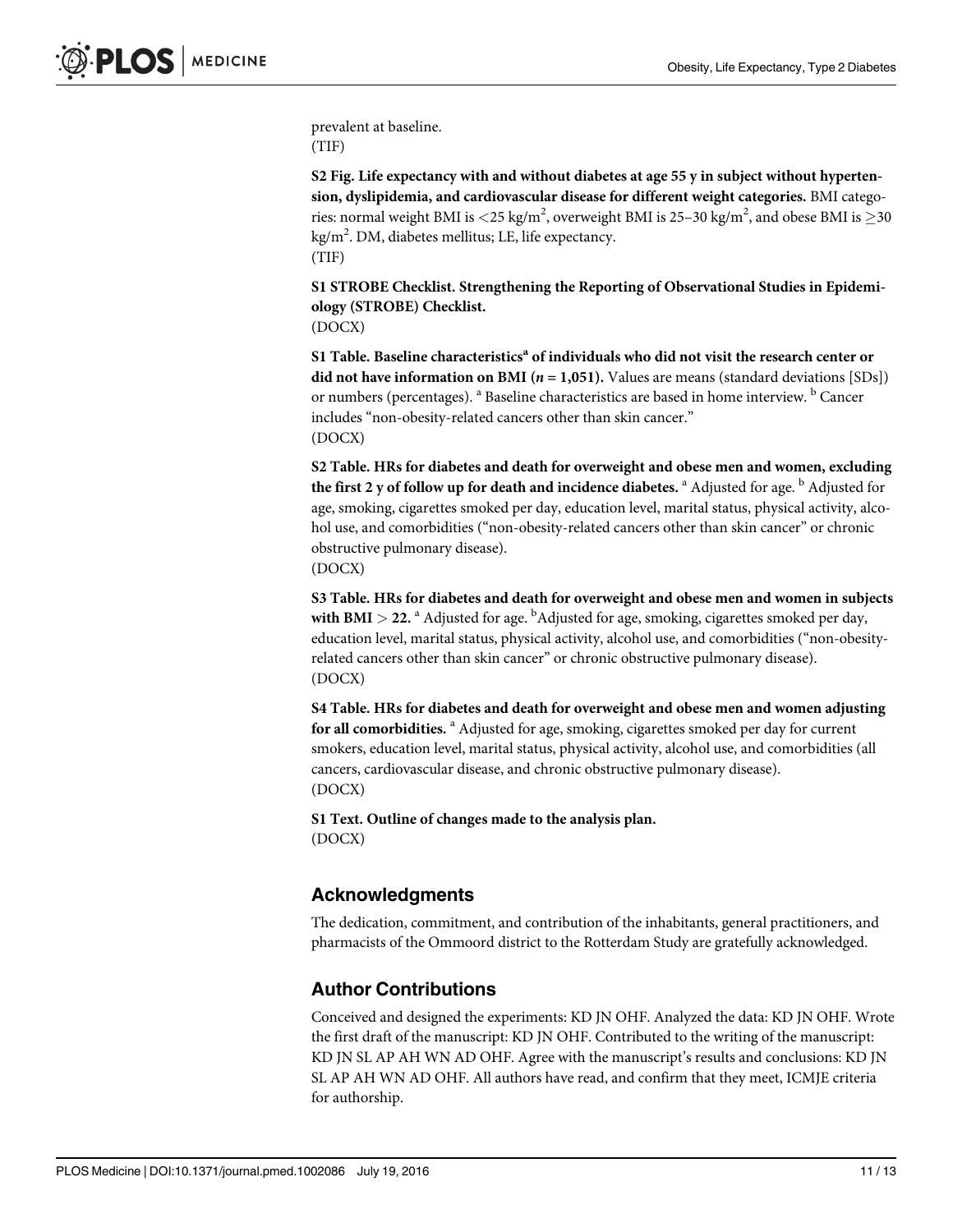prevalent at baseline.
(TIF)

**S2 Fig. Life expectancy with and without diabetes at age 55 y in subject without hypertension, dyslipidemia, and cardiovascular disease for different weight categories.** BMI categories: normal weight BMI is $<25$ kg/m$^2$, overweight BMI is 25–30 kg/m$^2$, and obese BMI is $\geq 30$ kg/m$^2$. DM, diabetes mellitus; LE, life expectancy.
(TIF)

**S1 STROBE Checklist. Strengthening the Reporting of Observational Studies in Epidemiology (STROBE) Checklist.**
(DOCX)

**S1 Table. Baseline characteristics[a] of individuals who did not visit the research center or did not have information on BMI (*n* = 1,051).** Values are means (standard deviations [SDs]) or numbers (percentages). [a] Baseline characteristics are based in home interview. [b] Cancer includes "non-obesity-related cancers other than skin cancer."
(DOCX)

**S2 Table. HRs for diabetes and death for overweight and obese men and women, excluding the first 2 y of follow up for death and incidence diabetes.** [a] Adjusted for age. [b] Adjusted for age, smoking, cigarettes smoked per day, education level, marital status, physical activity, alcohol use, and comorbidities ("non-obesity-related cancers other than skin cancer" or chronic obstructive pulmonary disease).
(DOCX)

**S3 Table. HRs for diabetes and death for overweight and obese men and women in subjects with BMI $>$ 22.** [a] Adjusted for age. [b]Adjusted for age, smoking, cigarettes smoked per day, education level, marital status, physical activity, alcohol use, and comorbidities ("non-obesity-related cancers other than skin cancer" or chronic obstructive pulmonary disease).
(DOCX)

**S4 Table. HRs for diabetes and death for overweight and obese men and women adjusting for all comorbidities.** [a] Adjusted for age, smoking, cigarettes smoked per day for current smokers, education level, marital status, physical activity, alcohol use, and comorbidities (all cancers, cardiovascular disease, and chronic obstructive pulmonary disease).
(DOCX)

**S1 Text. Outline of changes made to the analysis plan.**
(DOCX)

## Acknowledgments

The dedication, commitment, and contribution of the inhabitants, general practitioners, and pharmacists of the Ommoord district to the Rotterdam Study are gratefully acknowledged.

## Author Contributions

Conceived and designed the experiments: KD JN OHF. Analyzed the data: KD JN OHF. Wrote the first draft of the manuscript: KD JN OHF. Contributed to the writing of the manuscript: KD JN SL AP AH WN AD OHF. Agree with the manuscript's results and conclusions: KD JN SL AP AH WN AD OHF. All authors have read, and confirm that they meet, ICMJE criteria for authorship.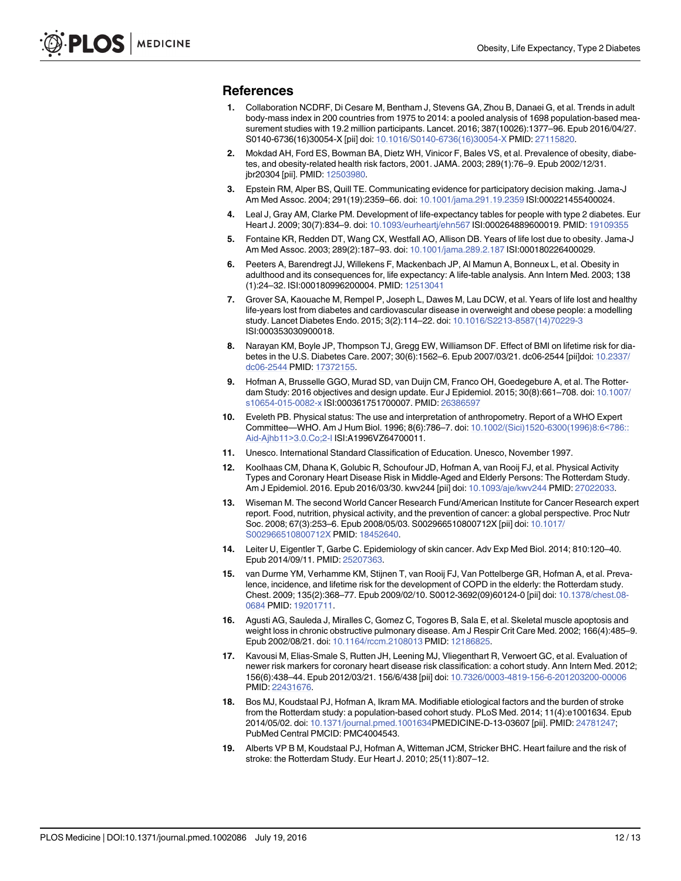## References

1. Collaboration NCDRF, Di Cesare M, Bentham J, Stevens GA, Zhou B, Danaei G, et al. Trends in adult body-mass index in 200 countries from 1975 to 2014: a pooled analysis of 1698 population-based measurement studies with 19.2 million participants. Lancet. 2016; 387(10026):1377–96. Epub 2016/04/27. S0140-6736(16)30054-X [pii] doi: 10.1016/S0140-6736(16)30054-X PMID: 27115820.
2. Mokdad AH, Ford ES, Bowman BA, Dietz WH, Vinicor F, Bales VS, et al. Prevalence of obesity, diabetes, and obesity-related health risk factors, 2001. JAMA. 2003; 289(1):76–9. Epub 2002/12/31. jbr20304 [pii]. PMID: 12503980.
3. Epstein RM, Alper BS, Quill TE. Communicating evidence for participatory decision making. Jama-J Am Med Assoc. 2004; 291(19):2359–66. doi: 10.1001/jama.291.19.2359 ISI:000221455400024.
4. Leal J, Gray AM, Clarke PM. Development of life-expectancy tables for people with type 2 diabetes. Eur Heart J. 2009; 30(7):834–9. doi: 10.1093/eurheartj/ehn567 ISI:000264889600019. PMID: 19109355
5. Fontaine KR, Redden DT, Wang CX, Westfall AO, Allison DB. Years of life lost due to obesity. Jama-J Am Med Assoc. 2003; 289(2):187–93. doi: 10.1001/jama.289.2.187 ISI:000180226400029.
6. Peeters A, Barendregt JJ, Willekens F, Mackenbach JP, Al Mamun A, Bonneux L, et al. Obesity in adulthood and its consequences for, life expectancy: A life-table analysis. Ann Intern Med. 2003; 138 (1):24–32. ISI:000180996200004. PMID: 12513041
7. Grover SA, Kaouache M, Rempel P, Joseph L, Dawes M, Lau DCW, et al. Years of life lost and healthy life-years lost from diabetes and cardiovascular disease in overweight and obese people: a modelling study. Lancet Diabetes Endo. 2015; 3(2):114–22. doi: 10.1016/S2213-8587(14)70229-3 ISI:000353030900018.
8. Narayan KM, Boyle JP, Thompson TJ, Gregg EW, Williamson DF. Effect of BMI on lifetime risk for diabetes in the U.S. Diabetes Care. 2007; 30(6):1562–6. Epub 2007/03/21. dc06-2544 [pii]doi: 10.2337/dc06-2544 PMID: 17372155.
9. Hofman A, Brusselle GGO, Murad SD, van Duijn CM, Franco OH, Goedegebure A, et al. The Rotterdam Study: 2016 objectives and design update. Eur J Epidemiol. 2015; 30(8):661–708. doi: 10.1007/s10654-015-0082-x ISI:000361751700007. PMID: 26386597
10. Eveleth PB. Physical status: The use and interpretation of anthropometry. Report of a WHO Expert Committee—WHO. Am J Hum Biol. 1996; 8(6):786–7. doi: 10.1002/(Sici)1520-6300(1996)8:6<786::Aid-Ajhb11>3.0.Co;2-I ISI:A1996VZ64700011.
11. Unesco. International Standard Classification of Education. Unesco, November 1997.
12. Koolhaas CM, Dhana K, Golubic R, Schoufour JD, Hofman A, van Rooij FJ, et al. Physical Activity Types and Coronary Heart Disease Risk in Middle-Aged and Elderly Persons: The Rotterdam Study. Am J Epidemiol. 2016. Epub 2016/03/30. kwv244 [pii] doi: 10.1093/aje/kwv244 PMID: 27022033.
13. Wiseman M. The second World Cancer Research Fund/American Institute for Cancer Research expert report. Food, nutrition, physical activity, and the prevention of cancer: a global perspective. Proc Nutr Soc. 2008; 67(3):253–6. Epub 2008/05/03. S002966510800712X [pii] doi: 10.1017/S002966510800712X PMID: 18452640.
14. Leiter U, Eigentler T, Garbe C. Epidemiology of skin cancer. Adv Exp Med Biol. 2014; 810:120–40. Epub 2014/09/11. PMID: 25207363.
15. van Durme YM, Verhamme KM, Stijnen T, van Rooij FJ, Van Pottelberge GR, Hofman A, et al. Prevalence, incidence, and lifetime risk for the development of COPD in the elderly: the Rotterdam study. Chest. 2009; 135(2):368–77. Epub 2009/02/10. S0012-3692(09)60124-0 [pii] doi: 10.1378/chest.08-0684 PMID: 19201711.
16. Agusti AG, Sauleda J, Miralles C, Gomez C, Togores B, Sala E, et al. Skeletal muscle apoptosis and weight loss in chronic obstructive pulmonary disease. Am J Respir Crit Care Med. 2002; 166(4):485–9. Epub 2002/08/21. doi: 10.1164/rccm.2108013 PMID: 12186825.
17. Kavousi M, Elias-Smale S, Rutten JH, Leening MJ, Vliegenthart R, Verwoert GC, et al. Evaluation of newer risk markers for coronary heart disease risk classification: a cohort study. Ann Intern Med. 2012; 156(6):438–44. Epub 2012/03/21. 156/6/438 [pii] doi: 10.7326/0003-4819-156-6-201203200-00006 PMID: 22431676.
18. Bos MJ, Koudstaal PJ, Hofman A, Ikram MA. Modifiable etiological factors and the burden of stroke from the Rotterdam study: a population-based cohort study. PLoS Med. 2014; 11(4):e1001634. Epub 2014/05/02. doi: 10.1371/journal.pmed.1001634PMEDICINE-D-13-03607 [pii]. PMID: 24781247; PubMed Central PMCID: PMC4004543.
19. Alberts VP B M, Koudstaal PJ, Hofman A, Witteman JCM, Stricker BHC. Heart failure and the risk of stroke: the Rotterdam Study. Eur Heart J. 2010; 25(11):807–12.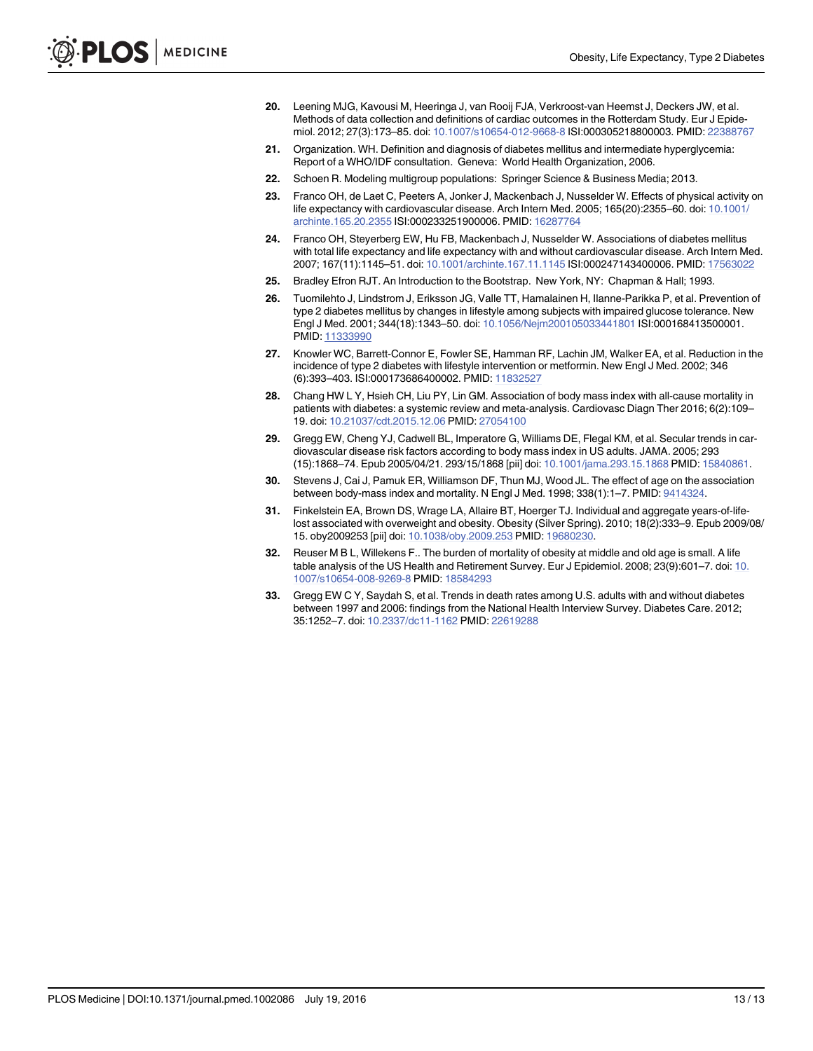20. Leening MJG, Kavousi M, Heeringa J, van Rooij FJA, Verkroost-van Heemst J, Deckers JW, et al. Methods of data collection and definitions of cardiac outcomes in the Rotterdam Study. Eur J Epidemiol. 2012; 27(3):173–85. doi: 10.1007/s10654-012-9668-8 ISI:000305218800003. PMID: 22388767

21. Organization. WH. Definition and diagnosis of diabetes mellitus and intermediate hyperglycemia: Report of a WHO/IDF consultation. Geneva: World Health Organization, 2006.

22. Schoen R. Modeling multigroup populations: Springer Science & Business Media; 2013.

23. Franco OH, de Laet C, Peeters A, Jonker J, Mackenbach J, Nusselder W. Effects of physical activity on life expectancy with cardiovascular disease. Arch Intern Med. 2005; 165(20):2355–60. doi: 10.1001/archinte.165.20.2355 ISI:000233251900006. PMID: 16287764

24. Franco OH, Steyerberg EW, Hu FB, Mackenbach J, Nusselder W. Associations of diabetes mellitus with total life expectancy and life expectancy with and without cardiovascular disease. Arch Intern Med. 2007; 167(11):1145–51. doi: 10.1001/archinte.167.11.1145 ISI:000247143400006. PMID: 17563022

25. Bradley Efron RJT. An Introduction to the Bootstrap. New York, NY: Chapman & Hall; 1993.

26. Tuomilehto J, Lindstrom J, Eriksson JG, Valle TT, Hamalainen H, Ilanne-Parikka P, et al. Prevention of type 2 diabetes mellitus by changes in lifestyle among subjects with impaired glucose tolerance. New Engl J Med. 2001; 344(18):1343–50. doi: 10.1056/Nejm200105033441801 ISI:000168413500001. PMID: 11333990

27. Knowler WC, Barrett-Connor E, Fowler SE, Hamman RF, Lachin JM, Walker EA, et al. Reduction in the incidence of type 2 diabetes with lifestyle intervention or metformin. New Engl J Med. 2002; 346 (6):393–403. ISI:000173686400002. PMID: 11832527

28. Chang HW L Y, Hsieh CH, Liu PY, Lin GM. Association of body mass index with all-cause mortality in patients with diabetes: a systemic review and meta-analysis. Cardiovasc Diagn Ther 2016; 6(2):109–19. doi: 10.21037/cdt.2015.12.06 PMID: 27054100

29. Gregg EW, Cheng YJ, Cadwell BL, Imperatore G, Williams DE, Flegal KM, et al. Secular trends in cardiovascular disease risk factors according to body mass index in US adults. JAMA. 2005; 293 (15):1868–74. Epub 2005/04/21. 293/15/1868 [pii] doi: 10.1001/jama.293.15.1868 PMID: 15840861.

30. Stevens J, Cai J, Pamuk ER, Williamson DF, Thun MJ, Wood JL. The effect of age on the association between body-mass index and mortality. N Engl J Med. 1998; 338(1):1–7. PMID: 9414324.

31. Finkelstein EA, Brown DS, Wrage LA, Allaire BT, Hoerger TJ. Individual and aggregate years-of-life-lost associated with overweight and obesity. Obesity (Silver Spring). 2010; 18(2):333–9. Epub 2009/08/15. oby2009253 [pii] doi: 10.1038/oby.2009.253 PMID: 19680230.

32. Reuser M B L, Willekens F.. The burden of mortality of obesity at middle and old age is small. A life table analysis of the US Health and Retirement Survey. Eur J Epidemiol. 2008; 23(9):601–7. doi: 10.1007/s10654-008-9269-8 PMID: 18584293

33. Gregg EW C Y, Saydah S, et al. Trends in death rates among U.S. adults with and without diabetes between 1997 and 2006: findings from the National Health Interview Survey. Diabetes Care. 2012; 35:1252–7. doi: 10.2337/dc11-1162 PMID: 22619288